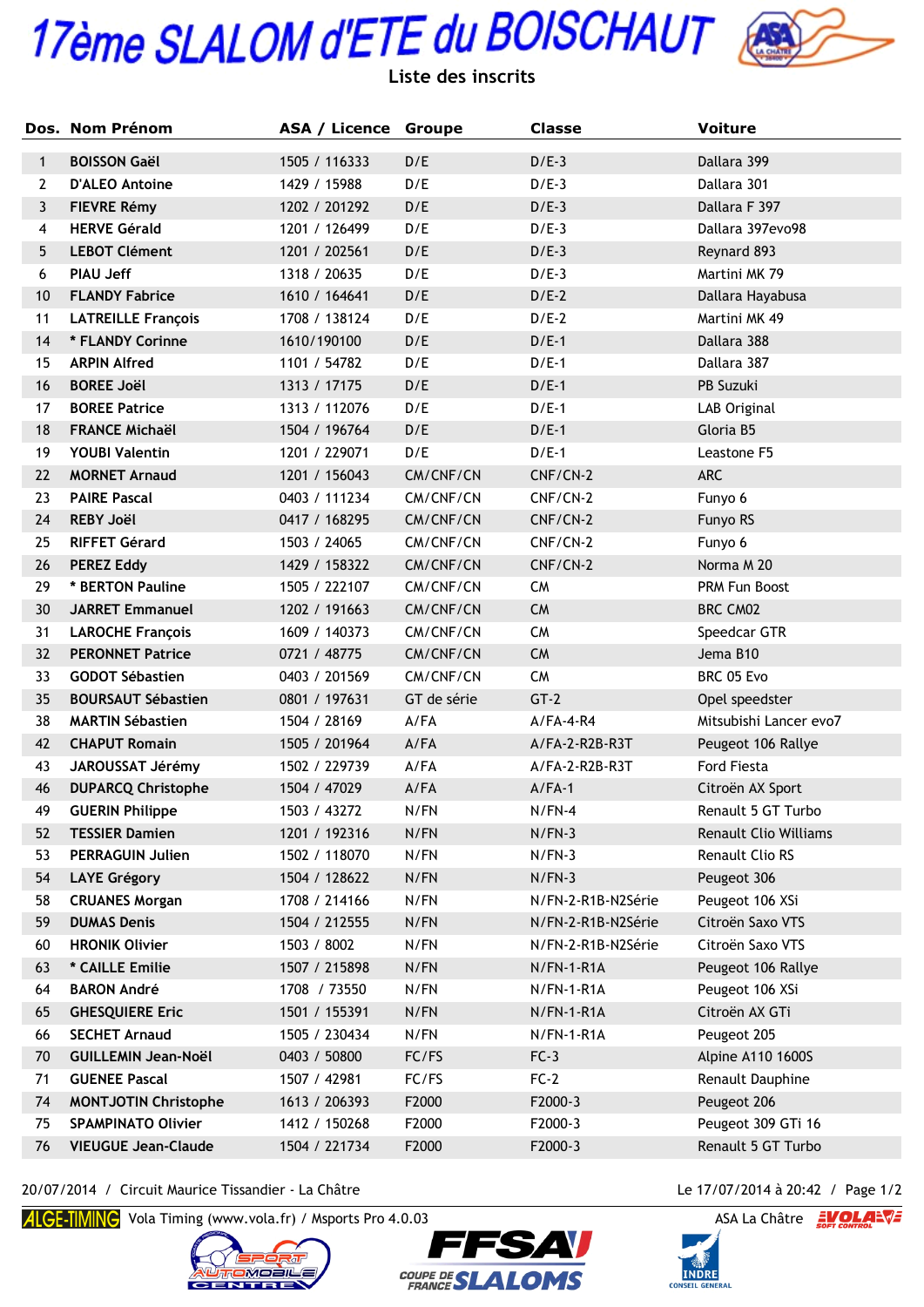# 17ème SLALOM d'ETE du BOISCHAUT

## Liste des inscrits

| Dos. | Nom Prénom | ASA / Licence | Groupe | Classe | Voiture |
|---|---|---|---|---|---|
| 1 | BOISSON Gaël | 1505 / 116333 | D/E | D/E-3 | Dallara 399 |
| 2 | D'ALEO Antoine | 1429 / 15988 | D/E | D/E-3 | Dallara 301 |
| 3 | FIEVRE Rémy | 1202 / 201292 | D/E | D/E-3 | Dallara F 397 |
| 4 | HERVE Gérald | 1201 / 126499 | D/E | D/E-3 | Dallara 397evo98 |
| 5 | LEBOT Clément | 1201 / 202561 | D/E | D/E-3 | Reynard 893 |
| 6 | PIAU Jeff | 1318 / 20635 | D/E | D/E-3 | Martini MK 79 |
| 10 | FLANDY Fabrice | 1610 / 164641 | D/E | D/E-2 | Dallara Hayabusa |
| 11 | LATREILLE François | 1708 / 138124 | D/E | D/E-2 | Martini MK 49 |
| 14 | * FLANDY Corinne | 1610/190100 | D/E | D/E-1 | Dallara 388 |
| 15 | ARPIN Alfred | 1101 / 54782 | D/E | D/E-1 | Dallara 387 |
| 16 | BOREE Joël | 1313 / 17175 | D/E | D/E-1 | PB Suzuki |
| 17 | BOREE Patrice | 1313 / 112076 | D/E | D/E-1 | LAB Original |
| 18 | FRANCE Michaël | 1504 / 196764 | D/E | D/E-1 | Gloria B5 |
| 19 | YOUBI Valentin | 1201 / 229071 | D/E | D/E-1 | Leastone F5 |
| 22 | MORNET Arnaud | 1201 / 156043 | CM/CNF/CN | CNF/CN-2 | ARC |
| 23 | PAIRE Pascal | 0403 / 111234 | CM/CNF/CN | CNF/CN-2 | Funyo 6 |
| 24 | REBY Joël | 0417 / 168295 | CM/CNF/CN | CNF/CN-2 | Funyo RS |
| 25 | RIFFET Gérard | 1503 / 24065 | CM/CNF/CN | CNF/CN-2 | Funyo 6 |
| 26 | PEREZ Eddy | 1429 / 158322 | CM/CNF/CN | CNF/CN-2 | Norma M 20 |
| 29 | * BERTON Pauline | 1505 / 222107 | CM/CNF/CN | CM | PRM Fun Boost |
| 30 | JARRET Emmanuel | 1202 / 191663 | CM/CNF/CN | CM | BRC CM02 |
| 31 | LAROCHE François | 1609 / 140373 | CM/CNF/CN | CM | Speedcar GTR |
| 32 | PERONNET Patrice | 0721 / 48775 | CM/CNF/CN | CM | Jema B10 |
| 33 | GODOT Sébastien | 0403 / 201569 | CM/CNF/CN | CM | BRC 05 Evo |
| 35 | BOURSAUT Sébastien | 0801 / 197631 | GT de série | GT-2 | Opel speedster |
| 38 | MARTIN Sébastien | 1504 / 28169 | A/FA | A/FA-4-R4 | Mitsubishi Lancer evo7 |
| 42 | CHAPUT Romain | 1505 / 201964 | A/FA | A/FA-2-R2B-R3T | Peugeot 106 Rallye |
| 43 | JAROUSSAT Jérémy | 1502 / 229739 | A/FA | A/FA-2-R2B-R3T | Ford Fiesta |
| 46 | DUPARCQ Christophe | 1504 / 47029 | A/FA | A/FA-1 | Citroën AX Sport |
| 49 | GUERIN Philippe | 1503 / 43272 | N/FN | N/FN-4 | Renault 5 GT Turbo |
| 52 | TESSIER Damien | 1201 / 192316 | N/FN | N/FN-3 | Renault Clio Williams |
| 53 | PERRAGUIN Julien | 1502 / 118070 | N/FN | N/FN-3 | Renault Clio RS |
| 54 | LAYE Grégory | 1504 / 128622 | N/FN | N/FN-3 | Peugeot 306 |
| 58 | CRUANES Morgan | 1708 / 214166 | N/FN | N/FN-2-R1B-N2Série | Peugeot 106 XSi |
| 59 | DUMAS Denis | 1504 / 212555 | N/FN | N/FN-2-R1B-N2Série | Citroën Saxo VTS |
| 60 | HRONIK Olivier | 1503 / 8002 | N/FN | N/FN-2-R1B-N2Série | Citroën Saxo VTS |
| 63 | * CAILLE Emilie | 1507 / 215898 | N/FN | N/FN-1-R1A | Peugeot 106 Rallye |
| 64 | BARON André | 1708 / 73550 | N/FN | N/FN-1-R1A | Peugeot 106 XSi |
| 65 | GHESQUIERE Eric | 1501 / 155391 | N/FN | N/FN-1-R1A | Citroën AX GTi |
| 66 | SECHET Arnaud | 1505 / 230434 | N/FN | N/FN-1-R1A | Peugeot 205 |
| 70 | GUILLEMIN Jean-Noël | 0403 / 50800 | FC/FS | FC-3 | Alpine A110 1600S |
| 71 | GUENEE Pascal | 1507 / 42981 | FC/FS | FC-2 | Renault Dauphine |
| 74 | MONTJOTIN Christophe | 1613 / 206393 | F2000 | F2000-3 | Peugeot 206 |
| 75 | SPAMPINATO Olivier | 1412 / 150268 | F2000 | F2000-3 | Peugeot 309 GTi 16 |
| 76 | VIEUGUE Jean-Claude | 1504 / 221734 | F2000 | F2000-3 | Renault 5 GT Turbo |

20/07/2014 / Circuit Maurice Tissandier - La Châtre — Le 17/07/2014 à 20:42

ALGE-TIMING Vola Timing (www.vola.fr) / Msports Pro 4.0.03 — ASA La Châtre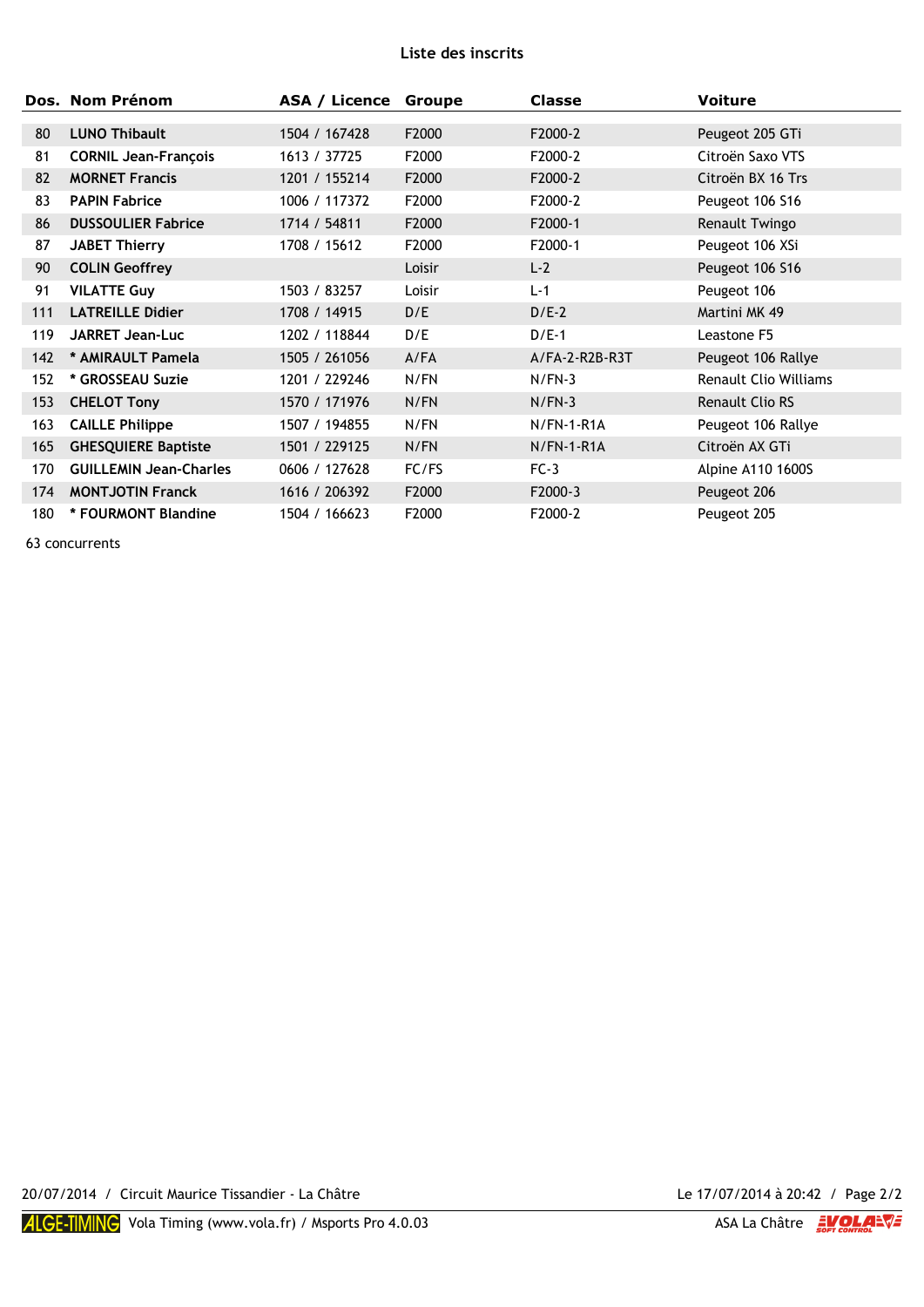Liste des inscrits

| Dos. | Nom Prénom | ASA / Licence | Groupe | Classe | Voiture |
|---|---|---|---|---|---|
| 80 | **LUNO Thibault** | 1504 / 167428 | F2000 | F2000-2 | Peugeot 205 GTi |
| 81 | **CORNIL Jean-François** | 1613 / 37725 | F2000 | F2000-2 | Citroën Saxo VTS |
| 82 | **MORNET Francis** | 1201 / 155214 | F2000 | F2000-2 | Citroën BX 16 Trs |
| 83 | **PAPIN Fabrice** | 1006 / 117372 | F2000 | F2000-2 | Peugeot 106 S16 |
| 86 | **DUSSOULIER Fabrice** | 1714 / 54811 | F2000 | F2000-1 | Renault Twingo |
| 87 | **JABET Thierry** | 1708 / 15612 | F2000 | F2000-1 | Peugeot 106 XSi |
| 90 | **COLIN Geoffrey** | | Loisir | L-2 | Peugeot 106 S16 |
| 91 | **VILATTE Guy** | 1503 / 83257 | Loisir | L-1 | Peugeot 106 |
| 111 | **LATREILLE Didier** | 1708 / 14915 | D/E | D/E-2 | Martini MK 49 |
| 119 | **JARRET Jean-Luc** | 1202 / 118844 | D/E | D/E-1 | Leastone F5 |
| 142 | **\* AMIRAULT Pamela** | 1505 / 261056 | A/FA | A/FA-2-R2B-R3T | Peugeot 106 Rallye |
| 152 | **\* GROSSEAU Suzie** | 1201 / 229246 | N/FN | N/FN-3 | Renault Clio Williams |
| 153 | **CHELOT Tony** | 1570 / 171976 | N/FN | N/FN-3 | Renault Clio RS |
| 163 | **CAILLE Philippe** | 1507 / 194855 | N/FN | N/FN-1-R1A | Peugeot 106 Rallye |
| 165 | **GHESQUIERE Baptiste** | 1501 / 229125 | N/FN | N/FN-1-R1A | Citroën AX GTi |
| 170 | **GUILLEMIN Jean-Charles** | 0606 / 127628 | FC/FS | FC-3 | Alpine A110 1600S |
| 174 | **MONTJOTIN Franck** | 1616 / 206392 | F2000 | F2000-3 | Peugeot 206 |
| 180 | **\* FOURMONT Blandine** | 1504 / 166623 | F2000 | F2000-2 | Peugeot 205 |

63 concurrents